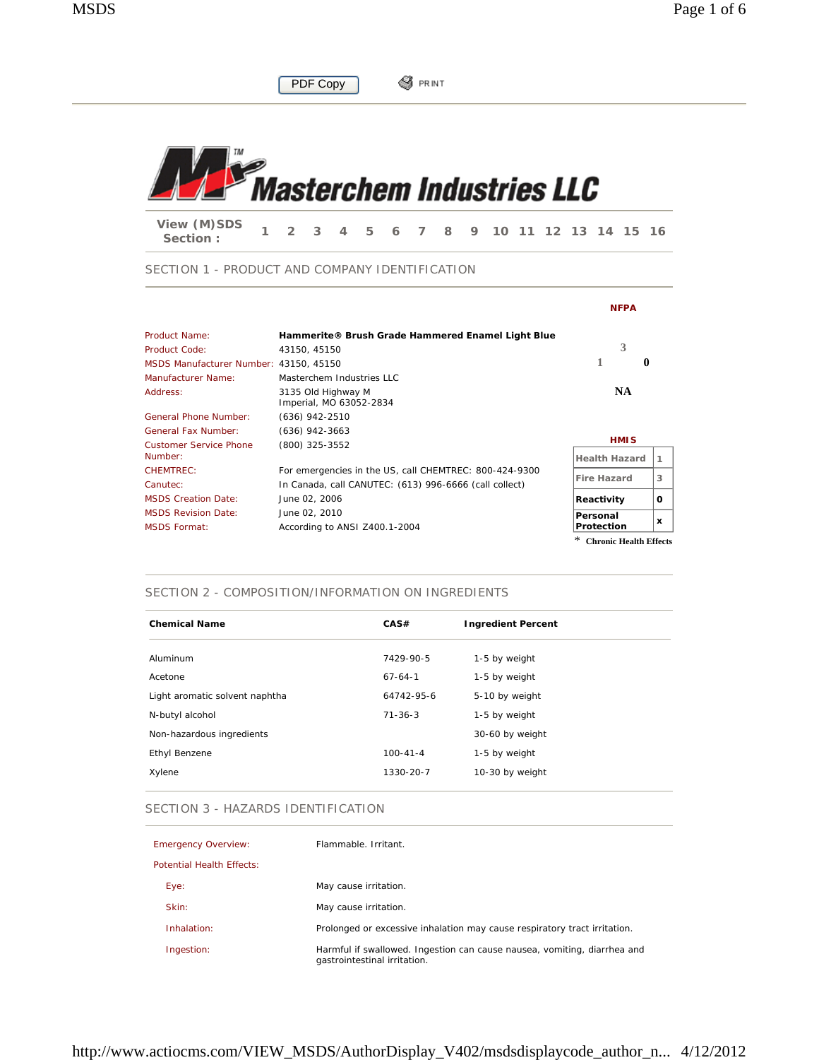PDF Copy PRINT

# Masterchem Industries LLC

View (M)SDS Section : 1 2 3 4 5 6 7 8 9 10 11 12 13 14 15 16

## SECTION 1 - PRODUCT AND COMPANY IDENTIFICATION

| | |
|---|---|
| Product Name: | **Hammerite® Brush Grade Hammered Enamel Light Blue** |
| Product Code: | 43150, 45150 |
| MSDS Manufacturer Number: | 43150, 45150 |
| Manufacturer Name: | Masterchem Industries LLC |
| Address: | 3135 Old Highway M<br>Imperial, MO 63052-2834 |
| General Phone Number: | (636) 942-2510 |
| General Fax Number: | (636) 942-3663 |
| Customer Service Phone Number: | (800) 325-3552 |
| CHEMTREC: | For emergencies in the US, call CHEMTREC: 800-424-9300 |
| Canutec: | In Canada, call CANUTEC: (613) 996-6666 (call collect) |
| MSDS Creation Date: | June 02, 2006 |
| MSDS Revision Date: | June 02, 2010 |
| MSDS Format: | According to ANSI Z400.1-2004 |

**NFPA**

3
1 0
NA

**HMIS**

| | |
|---|---|
| Health Hazard | 1 |
| Fire Hazard | 3 |
| Reactivity | 0 |
| Personal Protection | x |

\* Chronic Health Effects

## SECTION 2 - COMPOSITION/INFORMATION ON INGREDIENTS

| Chemical Name | CAS# | Ingredient Percent |
|---|---|---|
| Aluminum | 7429-90-5 | 1-5 by weight |
| Acetone | 67-64-1 | 1-5 by weight |
| Light aromatic solvent naphtha | 64742-95-6 | 5-10 by weight |
| N-butyl alcohol | 71-36-3 | 1-5 by weight |
| Non-hazardous ingredients | | 30-60 by weight |
| Ethyl Benzene | 100-41-4 | 1-5 by weight |
| Xylene | 1330-20-7 | 10-30 by weight |

## SECTION 3 - HAZARDS IDENTIFICATION

| | |
|---|---|
| Emergency Overview: | Flammable. Irritant. |
| Potential Health Effects: | |
| Eye: | May cause irritation. |
| Skin: | May cause irritation. |
| Inhalation: | Prolonged or excessive inhalation may cause respiratory tract irritation. |
| Ingestion: | Harmful if swallowed. Ingestion can cause nausea, vomiting, diarrhea and gastrointestinal irritation. |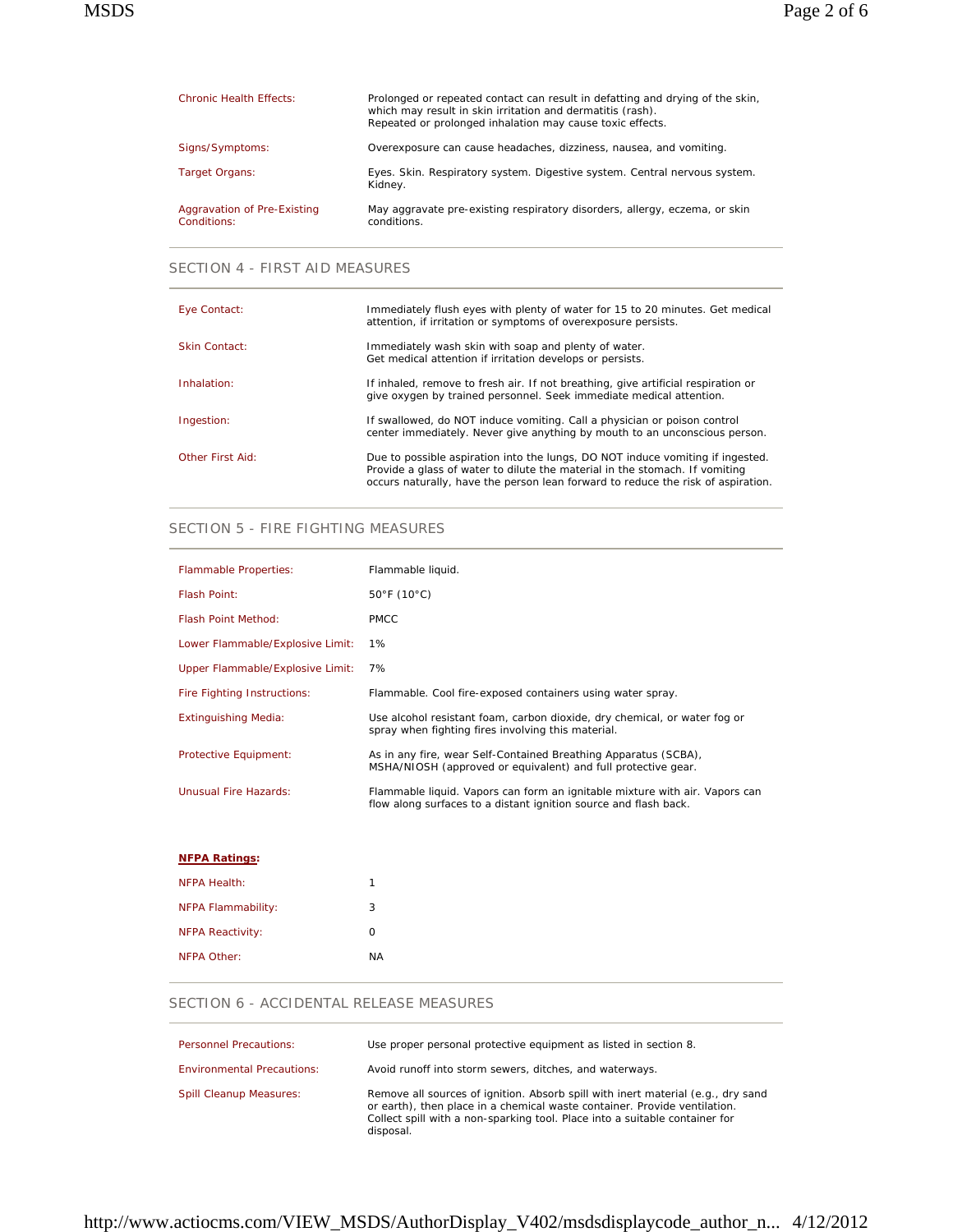| | |
|---|---|
| Chronic Health Effects: | Prolonged or repeated contact can result in defatting and drying of the skin, which may result in skin irritation and dermatitis (rash). Repeated or prolonged inhalation may cause toxic effects. |
| Signs/Symptoms: | Overexposure can cause headaches, dizziness, nausea, and vomiting. |
| Target Organs: | Eyes. Skin. Respiratory system. Digestive system. Central nervous system. Kidney. |
| Aggravation of Pre-Existing Conditions: | May aggravate pre-existing respiratory disorders, allergy, eczema, or skin conditions. |

## SECTION 4 - FIRST AID MEASURES

| | |
|---|---|
| Eye Contact: | Immediately flush eyes with plenty of water for 15 to 20 minutes. Get medical attention, if irritation or symptoms of overexposure persists. |
| Skin Contact: | Immediately wash skin with soap and plenty of water. Get medical attention if irritation develops or persists. |
| Inhalation: | If inhaled, remove to fresh air. If not breathing, give artificial respiration or give oxygen by trained personnel. Seek immediate medical attention. |
| Ingestion: | If swallowed, do NOT induce vomiting. Call a physician or poison control center immediately. Never give anything by mouth to an unconscious person. |
| Other First Aid: | Due to possible aspiration into the lungs, DO NOT induce vomiting if ingested. Provide a glass of water to dilute the material in the stomach. If vomiting occurs naturally, have the person lean forward to reduce the risk of aspiration. |

## SECTION 5 - FIRE FIGHTING MEASURES

| | |
|---|---|
| Flammable Properties: | Flammable liquid. |
| Flash Point: | 50°F (10°C) |
| Flash Point Method: | PMCC |
| Lower Flammable/Explosive Limit: | 1% |
| Upper Flammable/Explosive Limit: | 7% |
| Fire Fighting Instructions: | Flammable. Cool fire-exposed containers using water spray. |
| Extinguishing Media: | Use alcohol resistant foam, carbon dioxide, dry chemical, or water fog or spray when fighting fires involving this material. |
| Protective Equipment: | As in any fire, wear Self-Contained Breathing Apparatus (SCBA), MSHA/NIOSH (approved or equivalent) and full protective gear. |
| Unusual Fire Hazards: | Flammable liquid. Vapors can form an ignitable mixture with air. Vapors can flow along surfaces to a distant ignition source and flash back. |

**NFPA Ratings:**

| | |
|---|---|
| NFPA Health: | 1 |
| NFPA Flammability: | 3 |
| NFPA Reactivity: | 0 |
| NFPA Other: | NA |

## SECTION 6 - ACCIDENTAL RELEASE MEASURES

| | |
|---|---|
| Personnel Precautions: | Use proper personal protective equipment as listed in section 8. |
| Environmental Precautions: | Avoid runoff into storm sewers, ditches, and waterways. |
| Spill Cleanup Measures: | Remove all sources of ignition. Absorb spill with inert material (e.g., dry sand or earth), then place in a chemical waste container. Provide ventilation. Collect spill with a non-sparking tool. Place into a suitable container for disposal. |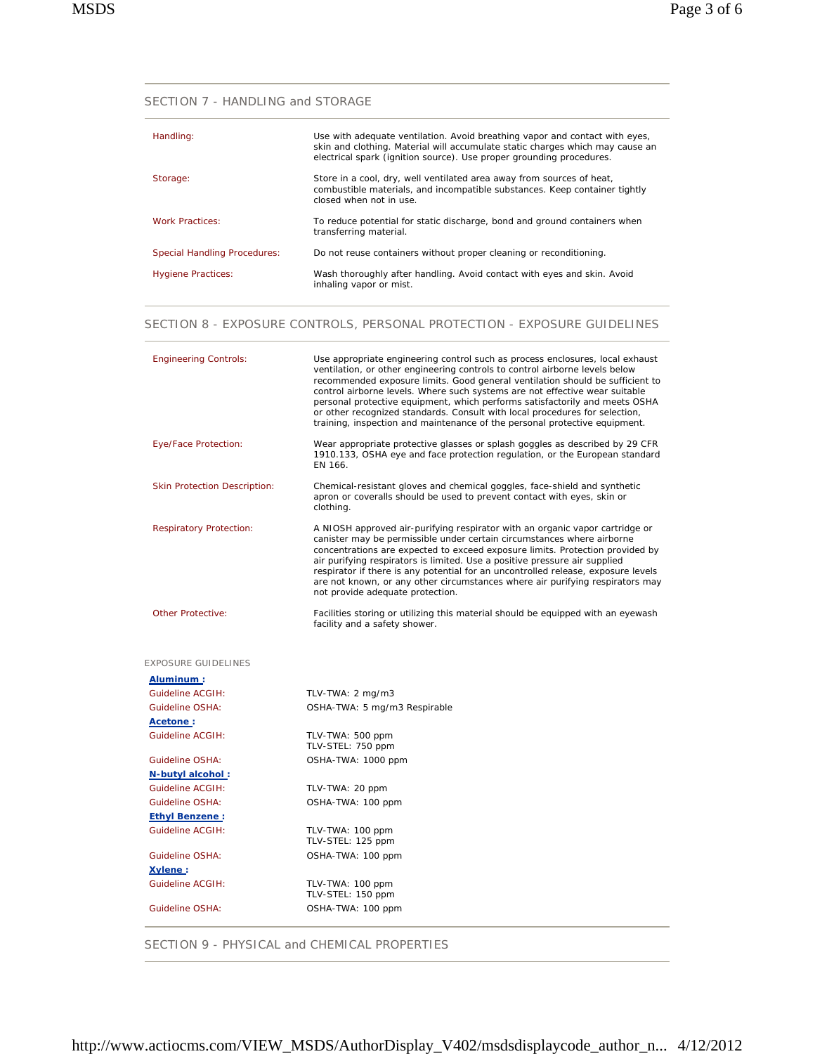## SECTION 7 - HANDLING and STORAGE

| | |
|---|---|
| Handling: | Use with adequate ventilation. Avoid breathing vapor and contact with eyes, skin and clothing. Material will accumulate static charges which may cause an electrical spark (ignition source). Use proper grounding procedures. |
| Storage: | Store in a cool, dry, well ventilated area away from sources of heat, combustible materials, and incompatible substances. Keep container tightly closed when not in use. |
| Work Practices: | To reduce potential for static discharge, bond and ground containers when transferring material. |
| Special Handling Procedures: | Do not reuse containers without proper cleaning or reconditioning. |
| Hygiene Practices: | Wash thoroughly after handling. Avoid contact with eyes and skin. Avoid inhaling vapor or mist. |

## SECTION 8 - EXPOSURE CONTROLS, PERSONAL PROTECTION - EXPOSURE GUIDELINES

| | |
|---|---|
| Engineering Controls: | Use appropriate engineering control such as process enclosures, local exhaust ventilation, or other engineering controls to control airborne levels below recommended exposure limits. Good general ventilation should be sufficient to control airborne levels. Where such systems are not effective wear suitable personal protective equipment, which performs satisfactorily and meets OSHA or other recognized standards. Consult with local procedures for selection, training, inspection and maintenance of the personal protective equipment. |
| Eye/Face Protection: | Wear appropriate protective glasses or splash goggles as described by 29 CFR 1910.133, OSHA eye and face protection regulation, or the European standard EN 166. |
| Skin Protection Description: | Chemical-resistant gloves and chemical goggles, face-shield and synthetic apron or coveralls should be used to prevent contact with eyes, skin or clothing. |
| Respiratory Protection: | A NIOSH approved air-purifying respirator with an organic vapor cartridge or canister may be permissible under certain circumstances where airborne concentrations are expected to exceed exposure limits. Protection provided by air purifying respirators is limited. Use a positive pressure air supplied respirator if there is any potential for an uncontrolled release, exposure levels are not known, or any other circumstances where air purifying respirators may not provide adequate protection. |
| Other Protective: | Facilities storing or utilizing this material should be equipped with an eyewash facility and a safety shower. |

### EXPOSURE GUIDELINES

**Aluminum :**

| | |
|---|---|
| Guideline ACGIH: | TLV-TWA: 2 mg/m3 |
| Guideline OSHA: | OSHA-TWA: 5 mg/m3 Respirable |

**Acetone :**

| | |
|---|---|
| Guideline ACGIH: | TLV-TWA: 500 ppm<br>TLV-STEL: 750 ppm |
| Guideline OSHA: | OSHA-TWA: 1000 ppm |

**N-butyl alcohol :**

| | |
|---|---|
| Guideline ACGIH: | TLV-TWA: 20 ppm |
| Guideline OSHA: | OSHA-TWA: 100 ppm |

**Ethyl Benzene :**

| | |
|---|---|
| Guideline ACGIH: | TLV-TWA: 100 ppm<br>TLV-STEL: 125 ppm |
| Guideline OSHA: | OSHA-TWA: 100 ppm |

**Xylene :**

| | |
|---|---|
| Guideline ACGIH: | TLV-TWA: 100 ppm<br>TLV-STEL: 150 ppm |
| Guideline OSHA: | OSHA-TWA: 100 ppm |

## SECTION 9 - PHYSICAL and CHEMICAL PROPERTIES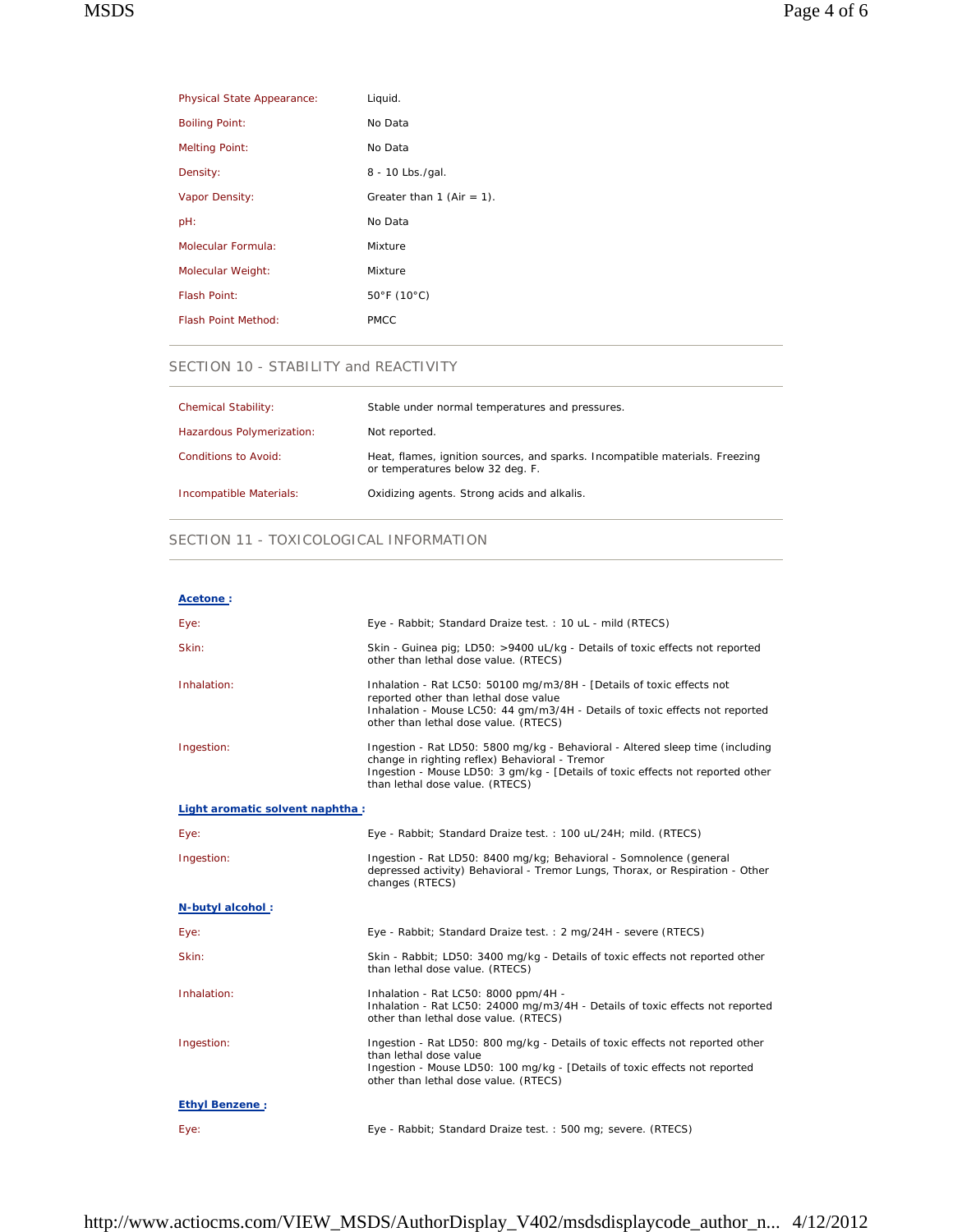| | |
|---|---|
| Physical State Appearance: | Liquid. |
| Boiling Point: | No Data |
| Melting Point: | No Data |
| Density: | 8 - 10 Lbs./gal. |
| Vapor Density: | Greater than 1 (Air = 1). |
| pH: | No Data |
| Molecular Formula: | Mixture |
| Molecular Weight: | Mixture |
| Flash Point: | 50°F (10°C) |
| Flash Point Method: | PMCC |

## SECTION 10 - STABILITY and REACTIVITY

| | |
|---|---|
| Chemical Stability: | Stable under normal temperatures and pressures. |
| Hazardous Polymerization: | Not reported. |
| Conditions to Avoid: | Heat, flames, ignition sources, and sparks. Incompatible materials. Freezing or temperatures below 32 deg. F. |
| Incompatible Materials: | Oxidizing agents. Strong acids and alkalis. |

## SECTION 11 - TOXICOLOGICAL INFORMATION

**Acetone :**

| | |
|---|---|
| Eye: | Eye - Rabbit; Standard Draize test. : 10 uL - mild (RTECS) |
| Skin: | Skin - Guinea pig; LD50: >9400 uL/kg - Details of toxic effects not reported other than lethal dose value. (RTECS) |
| Inhalation: | Inhalation - Rat LC50: 50100 mg/m3/8H - [Details of toxic effects not reported other than lethal dose value<br>Inhalation - Mouse LC50: 44 gm/m3/4H - Details of toxic effects not reported other than lethal dose value. (RTECS) |
| Ingestion: | Ingestion - Rat LD50: 5800 mg/kg - Behavioral - Altered sleep time (including change in righting reflex) Behavioral - Tremor<br>Ingestion - Mouse LD50: 3 gm/kg - [Details of toxic effects not reported other than lethal dose value. (RTECS) |

**Light aromatic solvent naphtha :**

| | |
|---|---|
| Eye: | Eye - Rabbit; Standard Draize test. : 100 uL/24H; mild. (RTECS) |
| Ingestion: | Ingestion - Rat LD50: 8400 mg/kg; Behavioral - Somnolence (general depressed activity) Behavioral - Tremor Lungs, Thorax, or Respiration - Other changes (RTECS) |

**N-butyl alcohol :**

| | |
|---|---|
| Eye: | Eye - Rabbit; Standard Draize test. : 2 mg/24H - severe (RTECS) |
| Skin: | Skin - Rabbit; LD50: 3400 mg/kg - Details of toxic effects not reported other than lethal dose value. (RTECS) |
| Inhalation: | Inhalation - Rat LC50: 8000 ppm/4H -<br>Inhalation - Rat LC50: 24000 mg/m3/4H - Details of toxic effects not reported other than lethal dose value. (RTECS) |
| Ingestion: | Ingestion - Rat LD50: 800 mg/kg - Details of toxic effects not reported other than lethal dose value<br>Ingestion - Mouse LD50: 100 mg/kg - [Details of toxic effects not reported other than lethal dose value. (RTECS) |

**Ethyl Benzene :**

| | |
|---|---|
| Eye: | Eye - Rabbit; Standard Draize test. : 500 mg; severe. (RTECS) |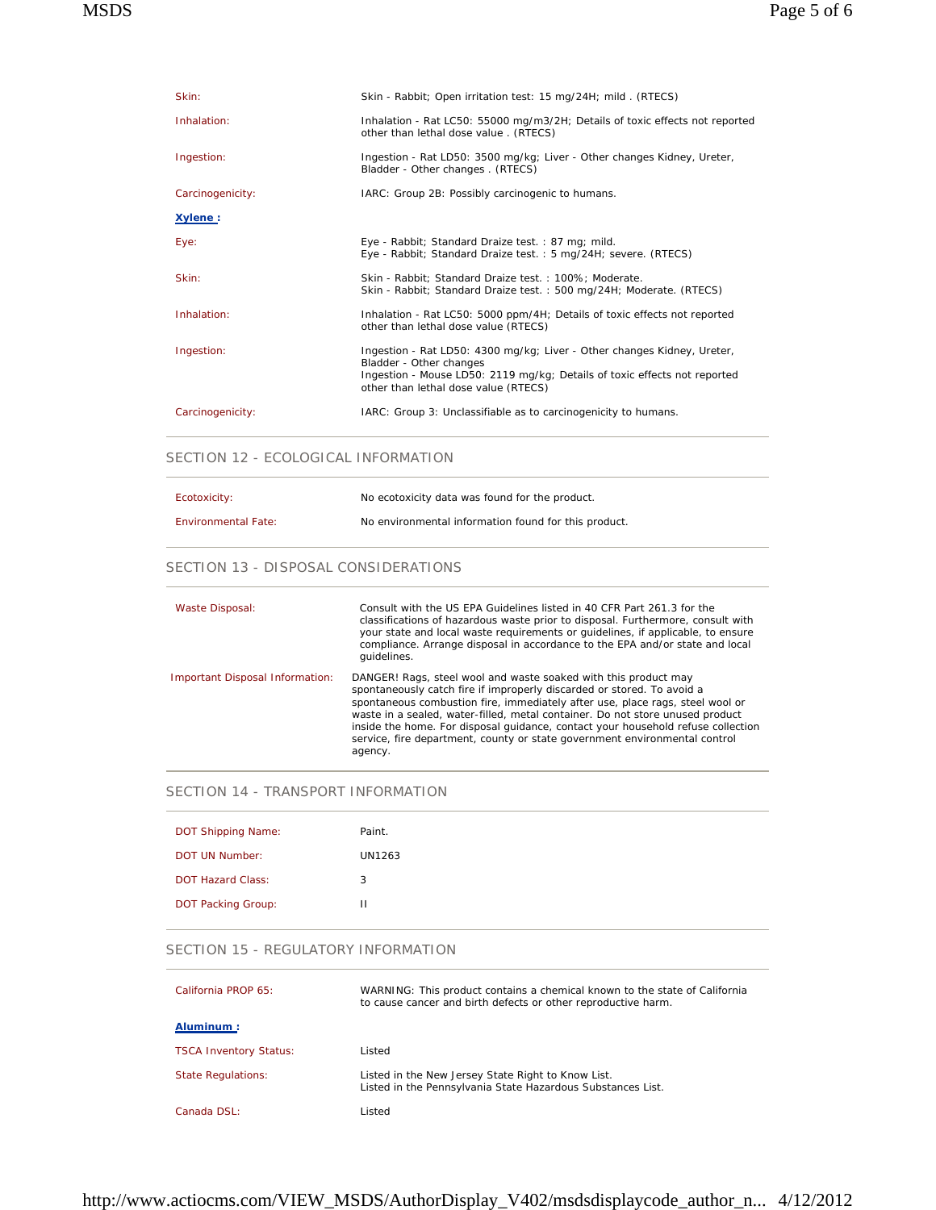| | |
|---|---|
| Skin: | Skin - Rabbit; Open irritation test: 15 mg/24H; mild . (RTECS) |
| Inhalation: | Inhalation - Rat LC50: 55000 mg/m3/2H; Details of toxic effects not reported other than lethal dose value . (RTECS) |
| Ingestion: | Ingestion - Rat LD50: 3500 mg/kg; Liver - Other changes Kidney, Ureter, Bladder - Other changes . (RTECS) |
| Carcinogenicity: | IARC: Group 2B: Possibly carcinogenic to humans. |

**Xylene :**

| | |
|---|---|
| Eye: | Eye - Rabbit; Standard Draize test. : 87 mg; mild.<br>Eye - Rabbit; Standard Draize test. : 5 mg/24H; severe. (RTECS) |
| Skin: | Skin - Rabbit; Standard Draize test. : 100%; Moderate.<br>Skin - Rabbit; Standard Draize test. : 500 mg/24H; Moderate. (RTECS) |
| Inhalation: | Inhalation - Rat LC50: 5000 ppm/4H; Details of toxic effects not reported other than lethal dose value (RTECS) |
| Ingestion: | Ingestion - Rat LD50: 4300 mg/kg; Liver - Other changes Kidney, Ureter, Bladder - Other changes<br>Ingestion - Mouse LD50: 2119 mg/kg; Details of toxic effects not reported other than lethal dose value (RTECS) |
| Carcinogenicity: | IARC: Group 3: Unclassifiable as to carcinogenicity to humans. |

## SECTION 12 - ECOLOGICAL INFORMATION

| | |
|---|---|
| Ecotoxicity: | No ecotoxicity data was found for the product. |
| Environmental Fate: | No environmental information found for this product. |

## SECTION 13 - DISPOSAL CONSIDERATIONS

| | |
|---|---|
| Waste Disposal: | Consult with the US EPA Guidelines listed in 40 CFR Part 261.3 for the classifications of hazardous waste prior to disposal. Furthermore, consult with your state and local waste requirements or guidelines, if applicable, to ensure compliance. Arrange disposal in accordance to the EPA and/or state and local guidelines. |
| Important Disposal Information: | DANGER! Rags, steel wool and waste soaked with this product may spontaneously catch fire if improperly discarded or stored. To avoid a spontaneous combustion fire, immediately after use, place rags, steel wool or waste in a sealed, water-filled, metal container. Do not store unused product inside the home. For disposal guidance, contact your household refuse collection service, fire department, county or state government environmental control agency. |

## SECTION 14 - TRANSPORT INFORMATION

| | |
|---|---|
| DOT Shipping Name: | Paint. |
| DOT UN Number: | UN1263 |
| DOT Hazard Class: | 3 |
| DOT Packing Group: | II |

## SECTION 15 - REGULATORY INFORMATION

| | |
|---|---|
| California PROP 65: | WARNING: This product contains a chemical known to the state of California to cause cancer and birth defects or other reproductive harm. |

**Aluminum :**

| | |
|---|---|
| TSCA Inventory Status: | Listed |
| State Regulations: | Listed in the New Jersey State Right to Know List.<br>Listed in the Pennsylvania State Hazardous Substances List. |
| Canada DSL: | Listed |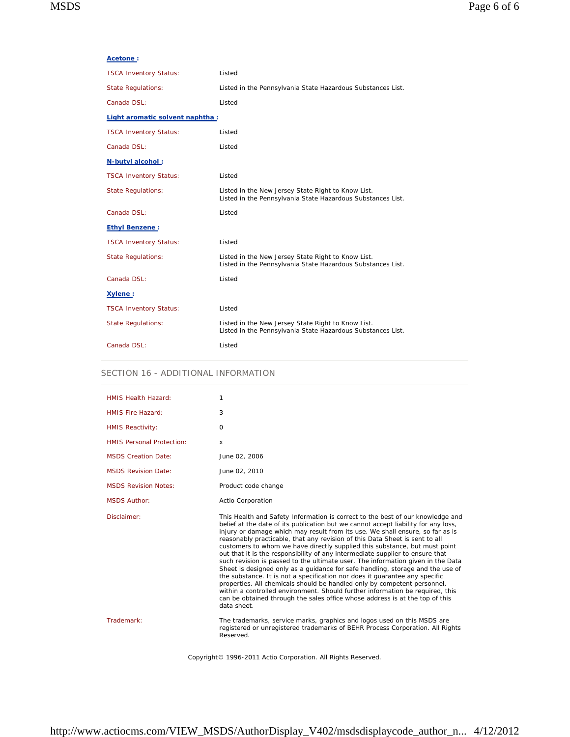**Acetone :**

| | |
|---|---|
| TSCA Inventory Status: | Listed |
| State Regulations: | Listed in the Pennsylvania State Hazardous Substances List. |
| Canada DSL: | Listed |

**Light aromatic solvent naphtha :**

| | |
|---|---|
| TSCA Inventory Status: | Listed |
| Canada DSL: | Listed |

**N-butyl alcohol :**

| | |
|---|---|
| TSCA Inventory Status: | Listed |
| State Regulations: | Listed in the New Jersey State Right to Know List.<br>Listed in the Pennsylvania State Hazardous Substances List. |
| Canada DSL: | Listed |

**Ethyl Benzene :**

| | |
|---|---|
| TSCA Inventory Status: | Listed |
| State Regulations: | Listed in the New Jersey State Right to Know List.<br>Listed in the Pennsylvania State Hazardous Substances List. |
| Canada DSL: | Listed |

**Xylene :**

| | |
|---|---|
| TSCA Inventory Status: | Listed |
| State Regulations: | Listed in the New Jersey State Right to Know List.<br>Listed in the Pennsylvania State Hazardous Substances List. |
| Canada DSL: | Listed |

## SECTION 16 - ADDITIONAL INFORMATION

| | |
|---|---|
| HMIS Health Hazard: | 1 |
| HMIS Fire Hazard: | 3 |
| HMIS Reactivity: | 0 |
| HMIS Personal Protection: | x |
| MSDS Creation Date: | June 02, 2006 |
| MSDS Revision Date: | June 02, 2010 |
| MSDS Revision Notes: | Product code change |
| MSDS Author: | Actio Corporation |
| Disclaimer: | This Health and Safety Information is correct to the best of our knowledge and belief at the date of its publication but we cannot accept liability for any loss, injury or damage which may result from its use. We shall ensure, so far as is reasonably practicable, that any revision of this Data Sheet is sent to all customers to whom we have directly supplied this substance, but must point out that it is the responsibility of any intermediate supplier to ensure that such revision is passed to the ultimate user. The information given in the Data Sheet is designed only as a guidance for safe handling, storage and the use of the substance. It is not a specification nor does it guarantee any specific properties. All chemicals should be handled only by competent personnel, within a controlled environment. Should further information be required, this can be obtained through the sales office whose address is at the top of this data sheet. |
| Trademark: | The trademarks, service marks, graphics and logos used on this MSDS are registered or unregistered trademarks of BEHR Process Corporation. All Rights Reserved. |

Copyright© 1996-2011 Actio Corporation. All Rights Reserved.